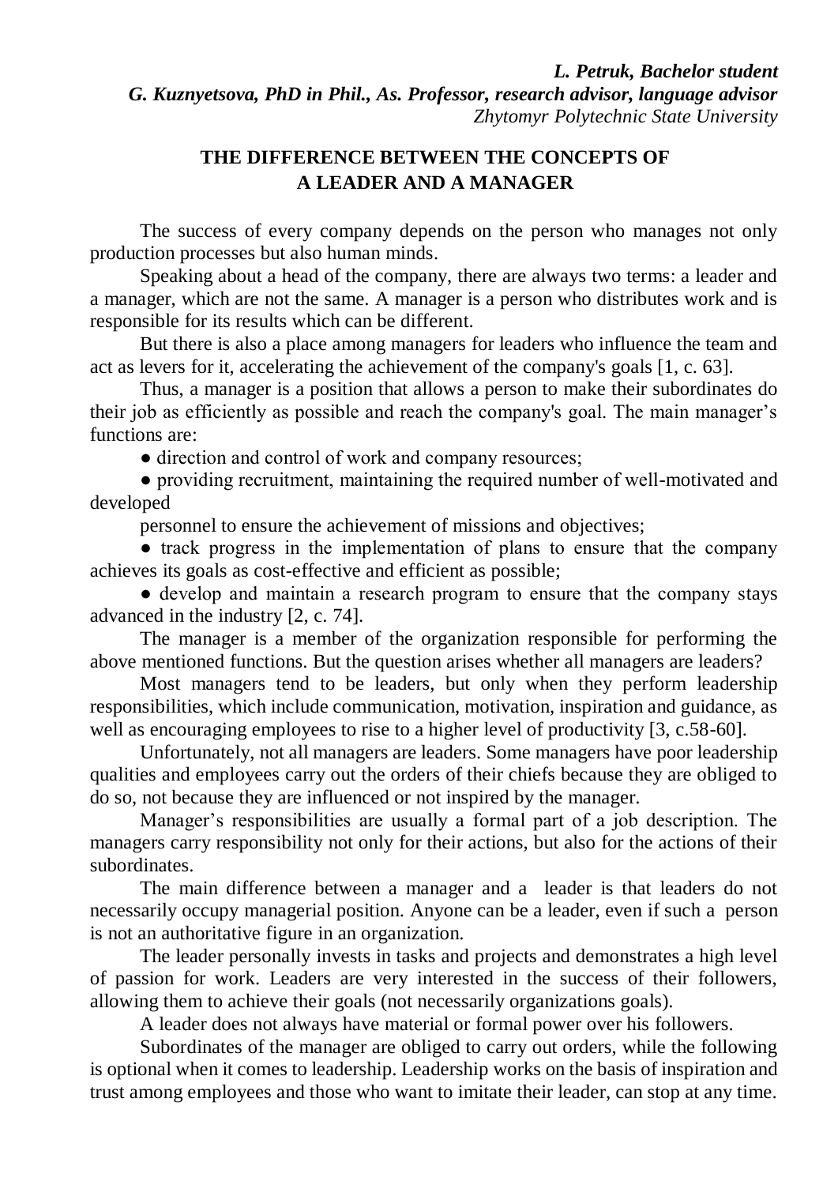***L. Petruk, Bachelor student***
***G. Kuznyetsova, PhD in Phil., As. Professor, research advisor, language advisor***
*Zhytomyr Polytechnic State University*

## THE DIFFERENCE BETWEEN THE CONCEPTS OF A LEADER AND A MANAGER

The success of every company depends on the person who manages not only production processes but also human minds.

Speaking about a head of the company, there are always two terms: a leader and a manager, which are not the same. A manager is a person who distributes work and is responsible for its results which can be different.

But there is also a place among managers for leaders who influence the team and act as levers for it, accelerating the achievement of the company's goals [1, c. 63].

Thus, a manager is a position that allows a person to make their subordinates do their job as efficiently as possible and reach the company's goal. The main manager's functions are:

- direction and control of work and company resources;
- providing recruitment, maintaining the required number of well-motivated and developed personnel to ensure the achievement of missions and objectives;
- track progress in the implementation of plans to ensure that the company achieves its goals as cost-effective and efficient as possible;
- develop and maintain a research program to ensure that the company stays advanced in the industry [2, c. 74].

The manager is a member of the organization responsible for performing the above mentioned functions. But the question arises whether all managers are leaders?

Most managers tend to be leaders, but only when they perform leadership responsibilities, which include communication, motivation, inspiration and guidance, as well as encouraging employees to rise to a higher level of productivity [3, c.58-60].

Unfortunately, not all managers are leaders. Some managers have poor leadership qualities and employees carry out the orders of their chiefs because they are obliged to do so, not because they are influenced or not inspired by the manager.

Manager's responsibilities are usually a formal part of a job description. The managers carry responsibility not only for their actions, but also for the actions of their subordinates.

The main difference between a manager and a leader is that leaders do not necessarily occupy managerial position. Anyone can be a leader, even if such a person is not an authoritative figure in an organization.

The leader personally invests in tasks and projects and demonstrates a high level of passion for work. Leaders are very interested in the success of their followers, allowing them to achieve their goals (not necessarily organizations goals).

A leader does not always have material or formal power over his followers.

Subordinates of the manager are obliged to carry out orders, while the following is optional when it comes to leadership. Leadership works on the basis of inspiration and trust among employees and those who want to imitate their leader, can stop at any time.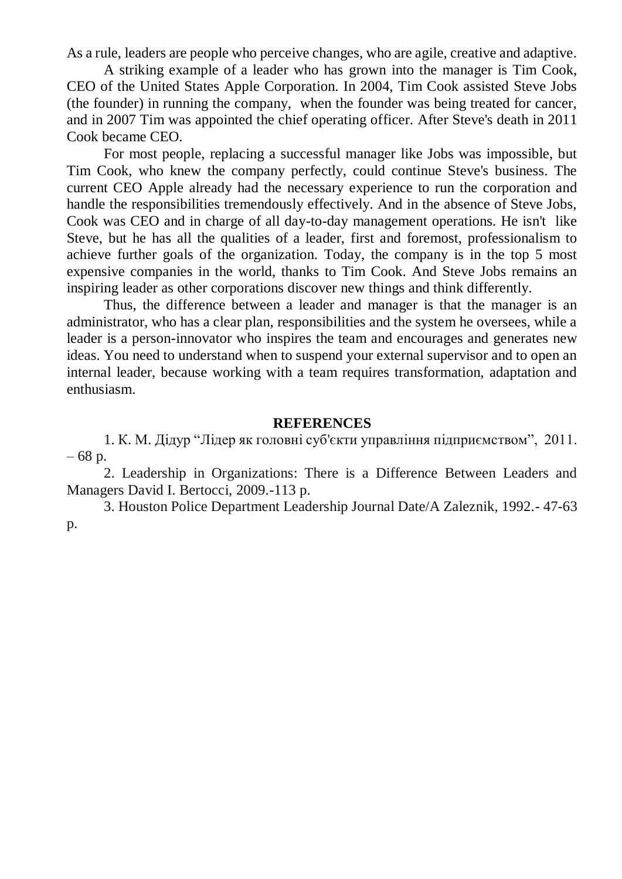As a rule, leaders are people who perceive changes, who are agile, creative and adaptive.

A striking example of a leader who has grown into the manager is Tim Cook, CEO of the United States Apple Corporation. In 2004, Tim Cook assisted Steve Jobs (the founder) in running the company, when the founder was being treated for cancer, and in 2007 Tim was appointed the chief operating officer. After Steve's death in 2011 Cook became CEO.

For most people, replacing a successful manager like Jobs was impossible, but Tim Cook, who knew the company perfectly, could continue Steve's business. The current CEO Apple already had the necessary experience to run the corporation and handle the responsibilities tremendously effectively. And in the absence of Steve Jobs, Cook was CEO and in charge of all day-to-day management operations. He isn't like Steve, but he has all the qualities of a leader, first and foremost, professionalism to achieve further goals of the organization. Today, the company is in the top 5 most expensive companies in the world, thanks to Tim Cook. And Steve Jobs remains an inspiring leader as other corporations discover new things and think differently.

Thus, the difference between a leader and manager is that the manager is an administrator, who has a clear plan, responsibilities and the system he oversees, while a leader is a person-innovator who inspires the team and encourages and generates new ideas. You need to understand when to suspend your external supervisor and to open an internal leader, because working with a team requires transformation, adaptation and enthusiasm.

## REFERENCES

1. К. М. Дідур "Лідер як головні суб'єкти управління підприємством", 2011. – 68 p.

2. Leadership in Organizations: There is a Difference Between Leaders and Managers David I. Bertocci, 2009.-113 p.

3. Houston Police Department Leadership Journal Date/A Zaleznik, 1992.- 47-63 p.